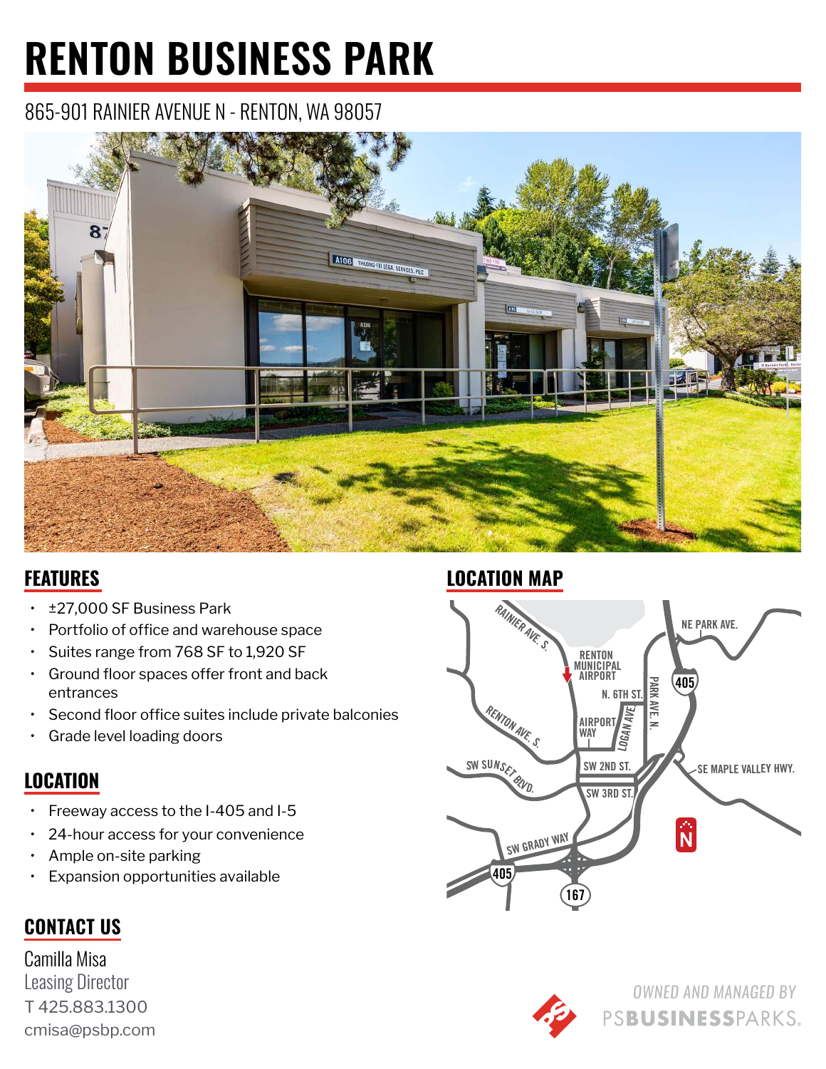# RENTON BUSINESS PARK

865-901 RAINIER AVENUE N - RENTON, WA 98057

## FEATURES

- ±27,000 SF Business Park
- Portfolio of office and warehouse space
- Suites range from 768 SF to 1,920 SF
- Ground floor spaces offer front and back entrances
- Second floor office suites include private balconies
- Grade level loading doors

## LOCATION

- Freeway access to the I-405 and I-5
- 24-hour access for your convenience
- Ample on-site parking
- Expansion opportunities available

## CONTACT US

Camilla Misa
Leasing Director
T 425.883.1300
cmisa@psbp.com

## LOCATION MAP

RAINIER AVE. S.
RENTON MUNICIPAL AIRPORT
NE PARK AVE.
405
N. 6TH ST.
PARK AVE. N.
RENTON AVE. S.
AIRPORT WAY
LOGAN AVE.
SW SUNSET BLVD.
SW 2ND ST.
SE MAPLE VALLEY HWY.
SW 3RD ST.
SW GRADY WAY
405
167
N

*OWNED AND MANAGED BY*
PSBUSINESSPARKS.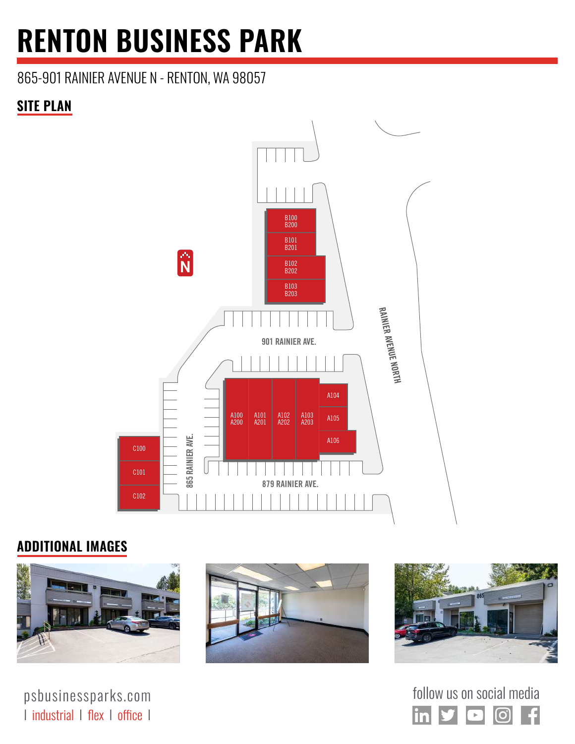# RENTON BUSINESS PARK

865-901 RAINIER AVENUE N - RENTON, WA 98057

## SITE PLAN

N

B100
B200

B101
B201

B102
B202

B103
B203

901 RAINIER AVE.

RAINIER AVENUE NORTH

A100
A200

A101
A201

A102
A202

A103
A203

A104

A105

A106

C100

C101

C102

865 RAINIER AVE.

879 RAINIER AVE.

## ADDITIONAL IMAGES

psbusinessparks.com

| industrial | flex | office |

follow us on social media